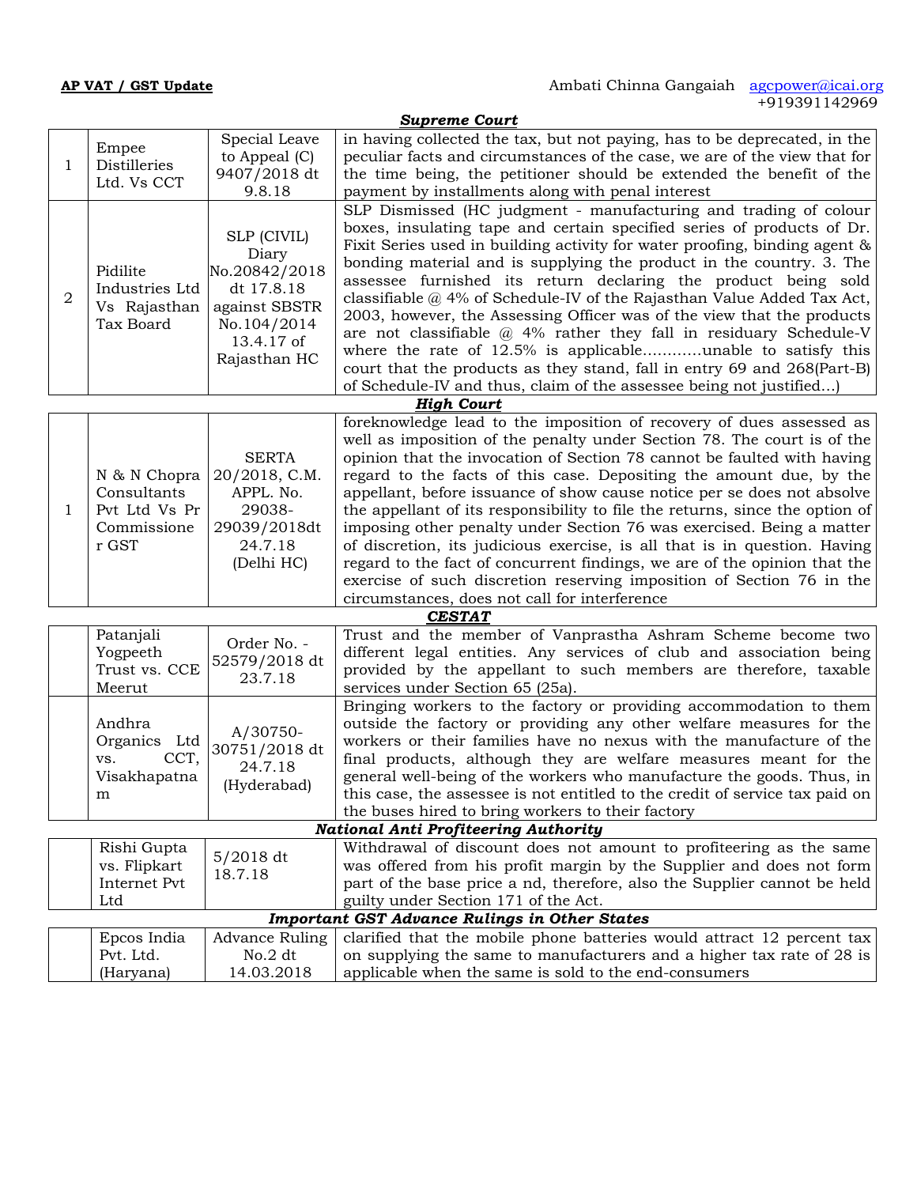**AP VAT / GST Update** Ambati Chinna Gangaiah agcpower@icai.org +919391142969

***Supreme Court***

| | | | |
|---|---|---|---|
| 1 | Empee Distilleries Ltd. Vs CCT | Special Leave to Appeal (C) 9407/2018 dt 9.8.18 | in having collected the tax, but not paying, has to be deprecated, in the peculiar facts and circumstances of the case, we are of the view that for the time being, the petitioner should be extended the benefit of the payment by installments along with penal interest |
| 2 | Pidilite Industries Ltd Vs Rajasthan Tax Board | SLP (CIVIL) Diary No.20842/2018 dt 17.8.18 against SBSTR No.104/2014 13.4.17 of Rajasthan HC | SLP Dismissed (HC judgment - manufacturing and trading of colour boxes, insulating tape and certain specified series of products of Dr. Fixit Series used in building activity for water proofing, binding agent & bonding material and is supplying the product in the country. 3. The assessee furnished its return declaring the product being sold classifiable @ 4% of Schedule-IV of the Rajasthan Value Added Tax Act, 2003, however, the Assessing Officer was of the view that the products are not classifiable @ 4% rather they fall in residuary Schedule-V where the rate of 12.5% is applicable............unable to satisfy this court that the products as they stand, fall in entry 69 and 268(Part-B) of Schedule-IV and thus, claim of the assessee being not justified...) |

***High Court***

| | | | |
|---|---|---|---|
| 1 | N & N Chopra Consultants Pvt Ltd Vs Pr Commissioner GST | SERTA 20/2018, C.M. APPL. No. 29038-29039/2018dt 24.7.18 (Delhi HC) | foreknowledge lead to the imposition of recovery of dues assessed as well as imposition of the penalty under Section 78. The court is of the opinion that the invocation of Section 78 cannot be faulted with having regard to the facts of this case. Depositing the amount due, by the appellant, before issuance of show cause notice per se does not absolve the appellant of its responsibility to file the returns, since the option of imposing other penalty under Section 76 was exercised. Being a matter of discretion, its judicious exercise, is all that is in question. Having regard to the fact of concurrent findings, we are of the opinion that the exercise of such discretion reserving imposition of Section 76 in the circumstances, does not call for interference |

***CESTAT***

| | | | |
|---|---|---|---|
| | Patanjali Yogpeeth Trust vs. CCE Meerut | Order No. - 52579/2018 dt 23.7.18 | Trust and the member of Vanprastha Ashram Scheme become two different legal entities. Any services of club and association being provided by the appellant to such members are therefore, taxable services under Section 65 (25a). |
| | Andhra Organics Ltd vs. CCT, Visakhapatnam | A/30750-30751/2018 dt 24.7.18 (Hyderabad) | Bringing workers to the factory or providing accommodation to them outside the factory or providing any other welfare measures for the workers or their families have no nexus with the manufacture of the final products, although they are welfare measures meant for the general well-being of the workers who manufacture the goods. Thus, in this case, the assessee is not entitled to the credit of service tax paid on the buses hired to bring workers to their factory |

***National Anti Profiteering Authority***

| | | | |
|---|---|---|---|
| | Rishi Gupta vs. Flipkart Internet Pvt Ltd | 5/2018 dt 18.7.18 | Withdrawal of discount does not amount to profiteering as the same was offered from his profit margin by the Supplier and does not form part of the base price a nd, therefore, also the Supplier cannot be held guilty under Section 171 of the Act. |

***Important GST Advance Rulings in Other States***

| | | | |
|---|---|---|---|
| | Epcos India Pvt. Ltd. (Haryana) | Advance Ruling No.2 dt 14.03.2018 | clarified that the mobile phone batteries would attract 12 percent tax on supplying the same to manufacturers and a higher tax rate of 28 is applicable when the same is sold to the end-consumers |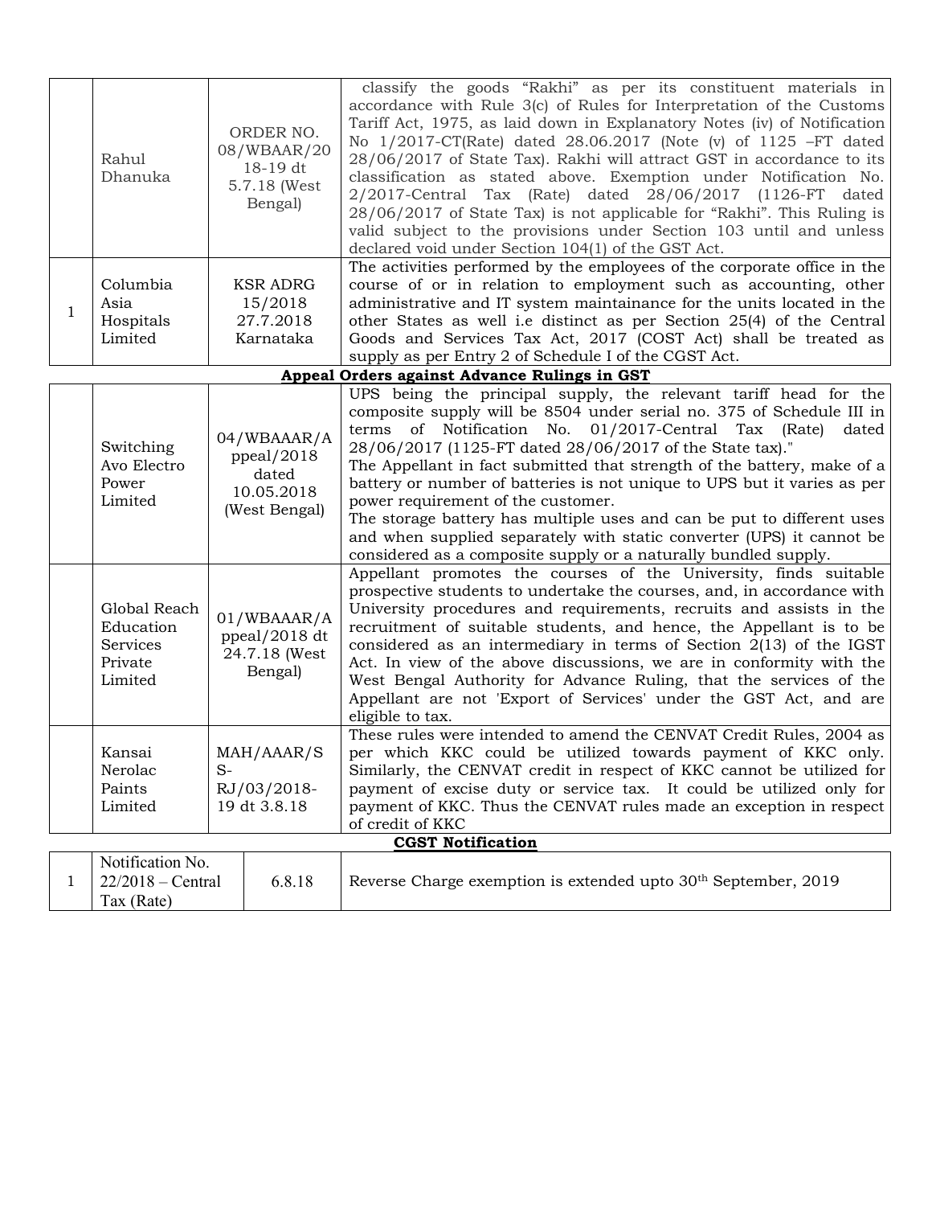| | | | |
|---|---|---|---|
| | Rahul Dhanuka | ORDER NO. 08/WBAAR/2018-19 dt 5.7.18 (West Bengal) | classify the goods "Rakhi" as per its constituent materials in accordance with Rule 3(c) of Rules for Interpretation of the Customs Tariff Act, 1975, as laid down in Explanatory Notes (iv) of Notification No 1/2017-CT(Rate) dated 28.06.2017 (Note (v) of 1125 –FT dated 28/06/2017 of State Tax). Rakhi will attract GST in accordance to its classification as stated above. Exemption under Notification No. 2/2017-Central Tax (Rate) dated 28/06/2017 (1126-FT dated 28/06/2017 of State Tax) is not applicable for "Rakhi". This Ruling is valid subject to the provisions under Section 103 until and unless declared void under Section 104(1) of the GST Act. |
| 1 | Columbia Asia Hospitals Limited | KSR ADRG 15/2018 27.7.2018 Karnataka | The activities performed by the employees of the corporate office in the course of or in relation to employment such as accounting, other administrative and IT system maintainance for the units located in the other States as well i.e distinct as per Section 25(4) of the Central Goods and Services Tax Act, 2017 (COST Act) shall be treated as supply as per Entry 2 of Schedule I of the CGST Act. |

**Appeal Orders against Advance Rulings in GST**

| | | | |
|---|---|---|---|
| | Switching Avo Electro Power Limited | 04/WBAAAR/Appeal/2018 dated 10.05.2018 (West Bengal) | UPS being the principal supply, the relevant tariff head for the composite supply will be 8504 under serial no. 375 of Schedule III in terms of Notification No. 01/2017-Central Tax (Rate) dated 28/06/2017 (1125-FT dated 28/06/2017 of the State tax)." The Appellant in fact submitted that strength of the battery, make of a battery or number of batteries is not unique to UPS but it varies as per power requirement of the customer. The storage battery has multiple uses and can be put to different uses and when supplied separately with static converter (UPS) it cannot be considered as a composite supply or a naturally bundled supply. |
| | Global Reach Education Services Private Limited | 01/WBAAAR/Appeal/2018 dt 24.7.18 (West Bengal) | Appellant promotes the courses of the University, finds suitable prospective students to undertake the courses, and, in accordance with University procedures and requirements, recruits and assists in the recruitment of suitable students, and hence, the Appellant is to be considered as an intermediary in terms of Section 2(13) of the IGST Act. In view of the above discussions, we are in conformity with the West Bengal Authority for Advance Ruling, that the services of the Appellant are not 'Export of Services' under the GST Act, and are eligible to tax. |
| | Kansai Nerolac Paints Limited | MAH/AAAR/SS-RJ/03/2018-19 dt 3.8.18 | These rules were intended to amend the CENVAT Credit Rules, 2004 as per which KKC could be utilized towards payment of KKC only. Similarly, the CENVAT credit in respect of KKC cannot be utilized for payment of excise duty or service tax. It could be utilized only for payment of KKC. Thus the CENVAT rules made an exception in respect of credit of KKC |

**CGST Notification**

| | | | |
|---|---|---|---|
| 1 | Notification No. 22/2018 – Central Tax (Rate) | 6.8.18 | Reverse Charge exemption is extended upto 30th September, 2019 |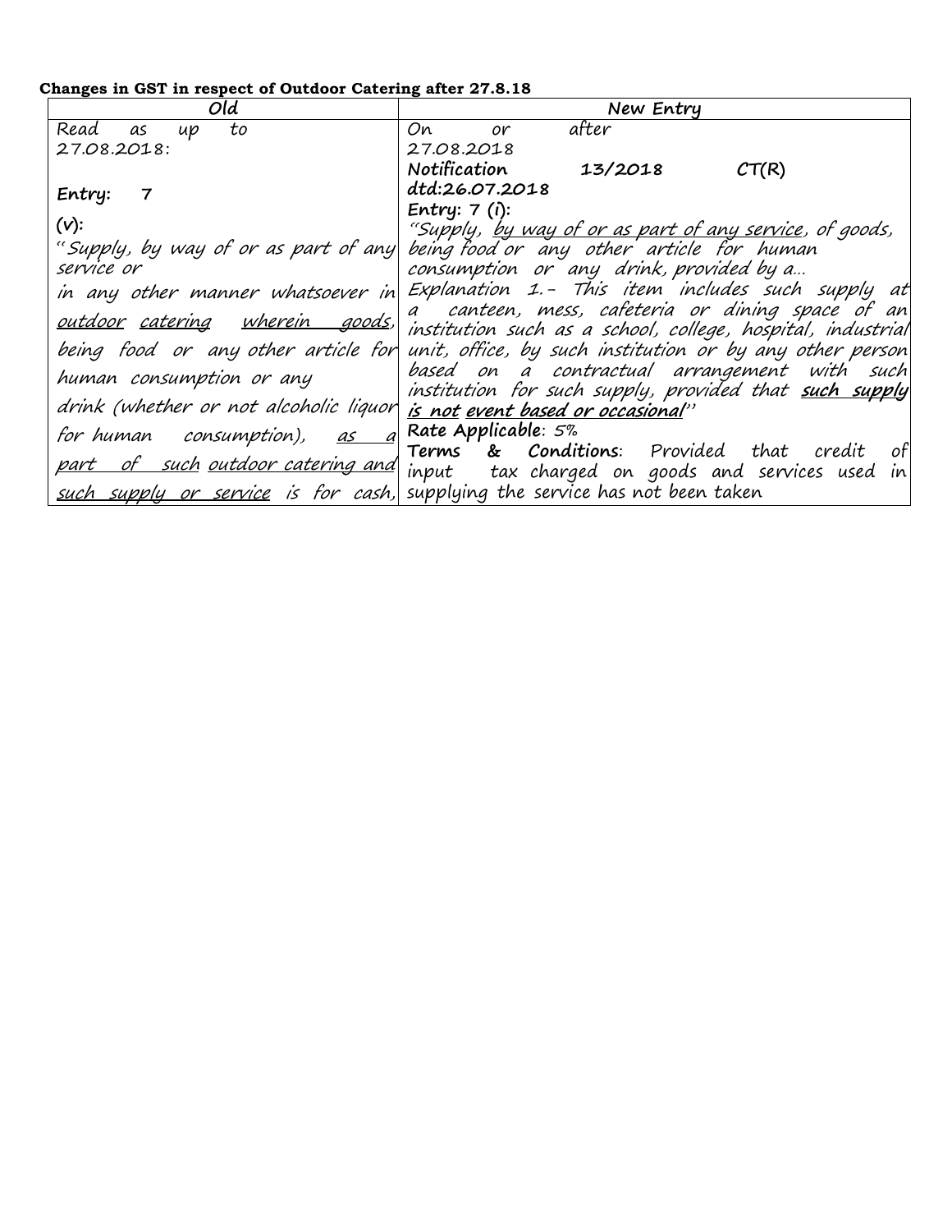**Changes in GST in respect of Outdoor Catering after 27.8.18**

| Old | New Entry |
|---|---|
| Read as up to 27.08.2018:<br><br>**Entry: 7**<br><br>**(v):**<br>"Supply, by way of or as part of any service or in any other manner whatsoever in outdoor catering wherein goods, being food or any other article for human consumption or any drink (whether or not alcoholic liquor for human consumption), as a part of such outdoor catering and such supply or service is for cash, | On or after 27.08.2018<br>**Notification 13/2018 CT(R) dtd:26.07.2018**<br>**Entry: 7 (i):**<br>"Supply, by way of or as part of any service, of goods, being food or any other article for human consumption or any drink, provided by a…<br>Explanation 1.- This item includes such supply at a canteen, mess, cafeteria or dining space of an institution such as a school, college, hospital, industrial unit, office, by such institution or by any other person based on a contractual arrangement with such institution for such supply, provided that **such supply is not event based or occasional**"<br>**Rate Applicable**: 5%<br>**Terms & Conditions**: Provided that credit of input tax charged on goods and services used in supplying the service has not been taken |